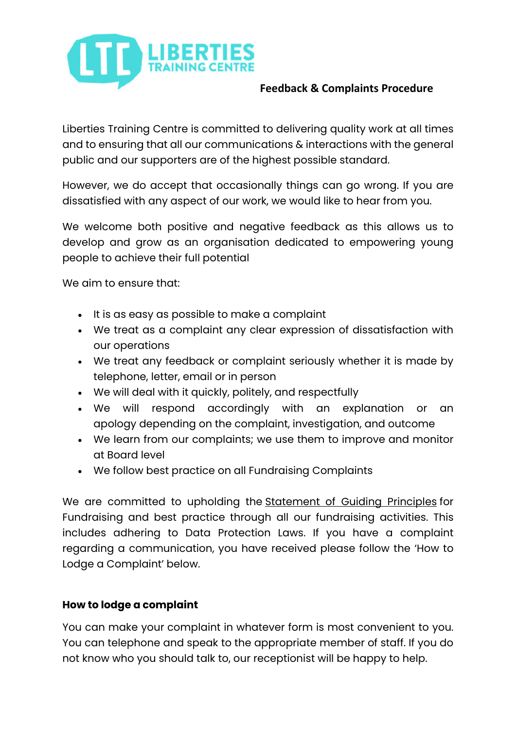# Feedback & Complaints Procedure

Liberties Training Centre is committed to delivering quality work at all times and to ensuring that all our communications & interactions with the general public and our supporters are of the highest possible standard.

However, we do accept that occasionally things can go wrong. If you are dissatisfied with any aspect of our work, we would like to hear from you.

We welcome both positive and negative feedback as this allows us to develop and grow as an organisation dedicated to empowering young people to achieve their full potential

We aim to ensure that:

- It is as easy as possible to make a complaint
- We treat as a complaint any clear expression of dissatisfaction with our operations
- We treat any feedback or complaint seriously whether it is made by telephone, letter, email or in person
- We will deal with it quickly, politely, and respectfully
- We will respond accordingly with an explanation or an apology depending on the complaint, investigation, and outcome
- We learn from our complaints; we use them to improve and monitor at Board level
- We follow best practice on all Fundraising Complaints

We are committed to upholding the Statement of Guiding Principles for Fundraising and best practice through all our fundraising activities. This includes adhering to Data Protection Laws. If you have a complaint regarding a communication, you have received please follow the 'How to Lodge a Complaint' below.

### How to lodge a complaint

You can make your complaint in whatever form is most convenient to you. You can telephone and speak to the appropriate member of staff. If you do not know who you should talk to, our receptionist will be happy to help.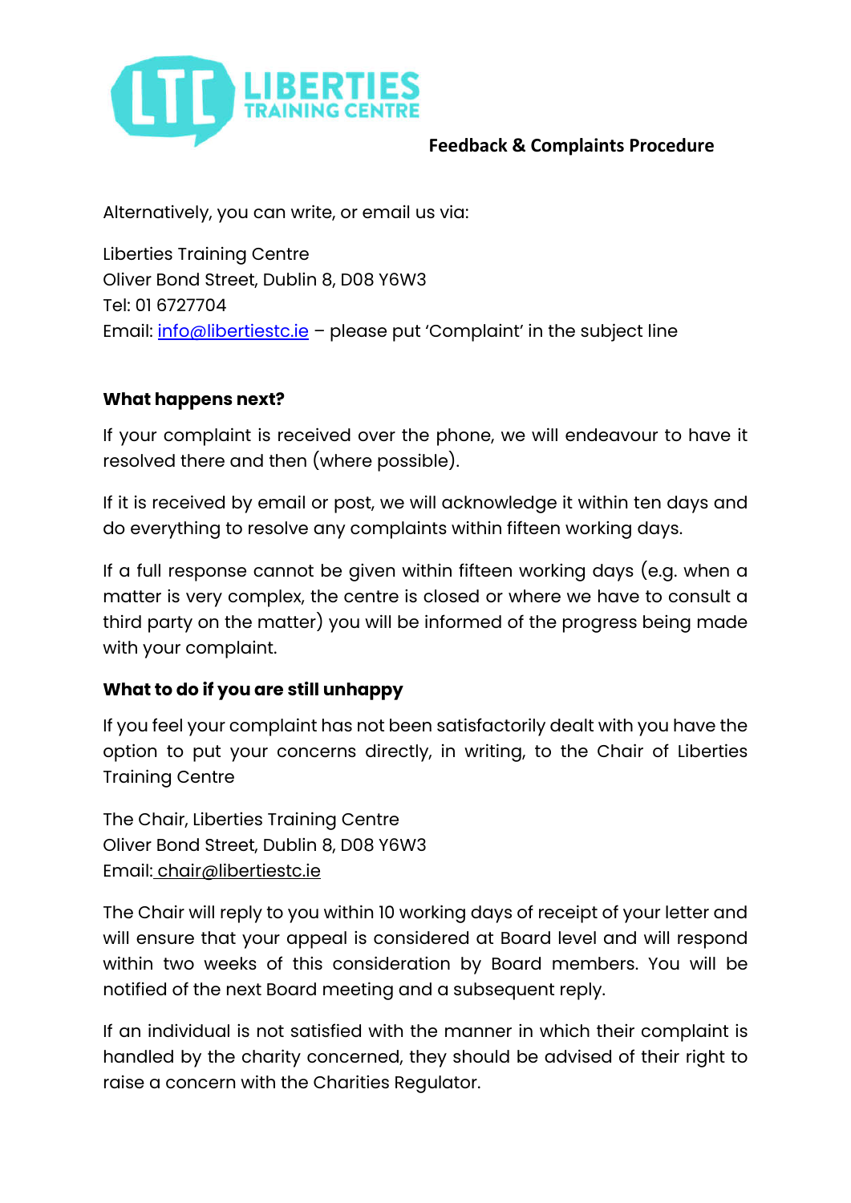Alternatively, you can write, or email us via:

Liberties Training Centre
Oliver Bond Street, Dublin 8, D08 Y6W3
Tel: 01 6727704
Email: info@libertiestc.ie – please put 'Complaint' in the subject line

**What happens next?**

If your complaint is received over the phone, we will endeavour to have it resolved there and then (where possible).

If it is received by email or post, we will acknowledge it within ten days and do everything to resolve any complaints within fifteen working days.

If a full response cannot be given within fifteen working days (e.g. when a matter is very complex, the centre is closed or where we have to consult a third party on the matter) you will be informed of the progress being made with your complaint.

**What to do if you are still unhappy**

If you feel your complaint has not been satisfactorily dealt with you have the option to put your concerns directly, in writing, to the Chair of Liberties Training Centre

The Chair, Liberties Training Centre
Oliver Bond Street, Dublin 8, D08 Y6W3
Email: chair@libertiestc.ie

The Chair will reply to you within 10 working days of receipt of your letter and will ensure that your appeal is considered at Board level and will respond within two weeks of this consideration by Board members. You will be notified of the next Board meeting and a subsequent reply.

If an individual is not satisfied with the manner in which their complaint is handled by the charity concerned, they should be advised of their right to raise a concern with the Charities Regulator.